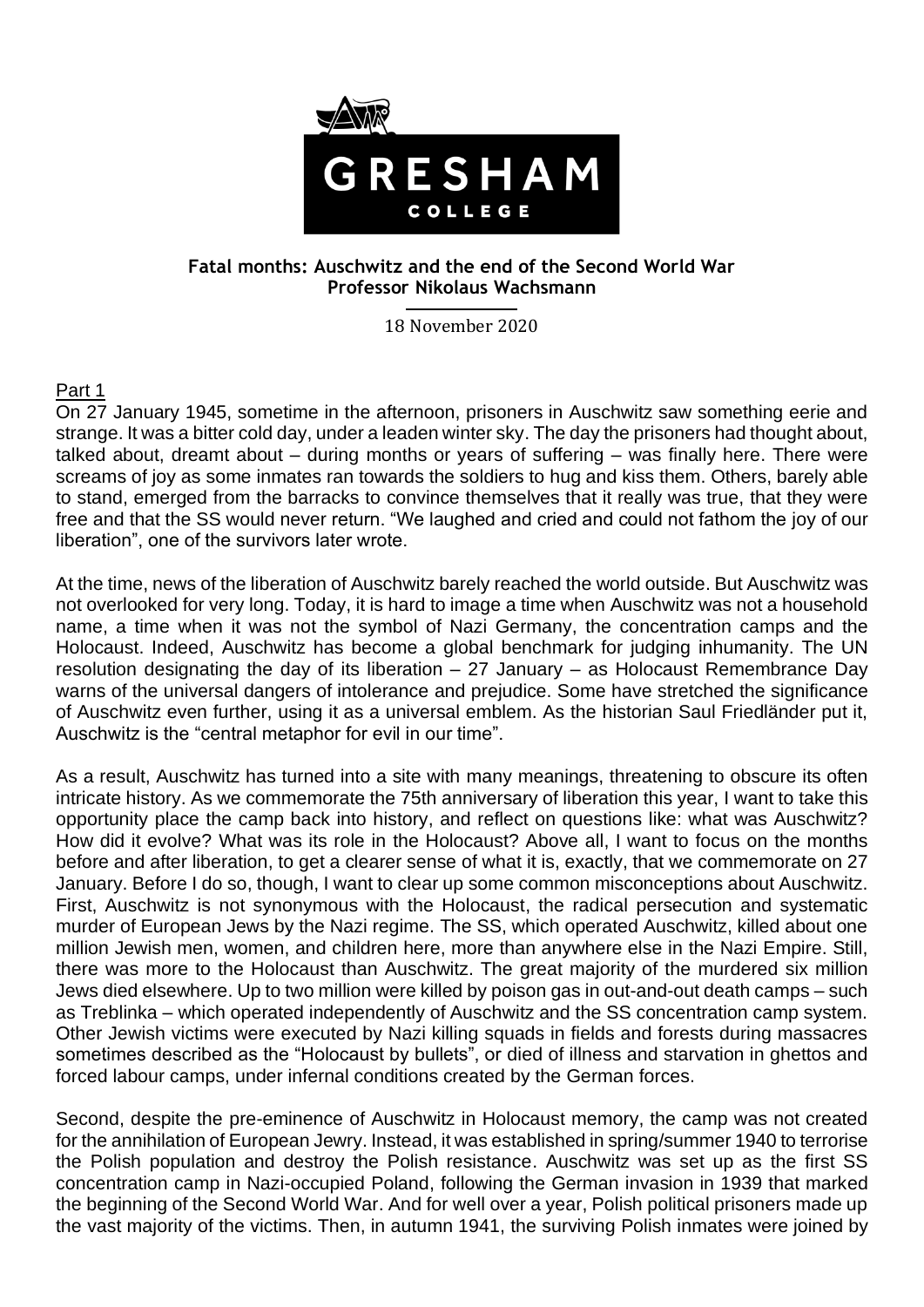GRESHAM COLLEGE

**Fatal months: Auschwitz and the end of the Second World War**
**Professor Nikolaus Wachsmann**

18 November 2020

## Part 1

On 27 January 1945, sometime in the afternoon, prisoners in Auschwitz saw something eerie and strange. It was a bitter cold day, under a leaden winter sky. The day the prisoners had thought about, talked about, dreamt about – during months or years of suffering – was finally here. There were screams of joy as some inmates ran towards the soldiers to hug and kiss them. Others, barely able to stand, emerged from the barracks to convince themselves that it really was true, that they were free and that the SS would never return. "We laughed and cried and could not fathom the joy of our liberation", one of the survivors later wrote.

At the time, news of the liberation of Auschwitz barely reached the world outside. But Auschwitz was not overlooked for very long. Today, it is hard to image a time when Auschwitz was not a household name, a time when it was not the symbol of Nazi Germany, the concentration camps and the Holocaust. Indeed, Auschwitz has become a global benchmark for judging inhumanity. The UN resolution designating the day of its liberation – 27 January – as Holocaust Remembrance Day warns of the universal dangers of intolerance and prejudice. Some have stretched the significance of Auschwitz even further, using it as a universal emblem. As the historian Saul Friedländer put it, Auschwitz is the "central metaphor for evil in our time".

As a result, Auschwitz has turned into a site with many meanings, threatening to obscure its often intricate history. As we commemorate the 75th anniversary of liberation this year, I want to take this opportunity place the camp back into history, and reflect on questions like: what was Auschwitz? How did it evolve? What was its role in the Holocaust? Above all, I want to focus on the months before and after liberation, to get a clearer sense of what it is, exactly, that we commemorate on 27 January. Before I do so, though, I want to clear up some common misconceptions about Auschwitz. First, Auschwitz is not synonymous with the Holocaust, the radical persecution and systematic murder of European Jews by the Nazi regime. The SS, which operated Auschwitz, killed about one million Jewish men, women, and children here, more than anywhere else in the Nazi Empire. Still, there was more to the Holocaust than Auschwitz. The great majority of the murdered six million Jews died elsewhere. Up to two million were killed by poison gas in out-and-out death camps – such as Treblinka – which operated independently of Auschwitz and the SS concentration camp system. Other Jewish victims were executed by Nazi killing squads in fields and forests during massacres sometimes described as the "Holocaust by bullets", or died of illness and starvation in ghettos and forced labour camps, under infernal conditions created by the German forces.

Second, despite the pre-eminence of Auschwitz in Holocaust memory, the camp was not created for the annihilation of European Jewry. Instead, it was established in spring/summer 1940 to terrorise the Polish population and destroy the Polish resistance. Auschwitz was set up as the first SS concentration camp in Nazi-occupied Poland, following the German invasion in 1939 that marked the beginning of the Second World War. And for well over a year, Polish political prisoners made up the vast majority of the victims. Then, in autumn 1941, the surviving Polish inmates were joined by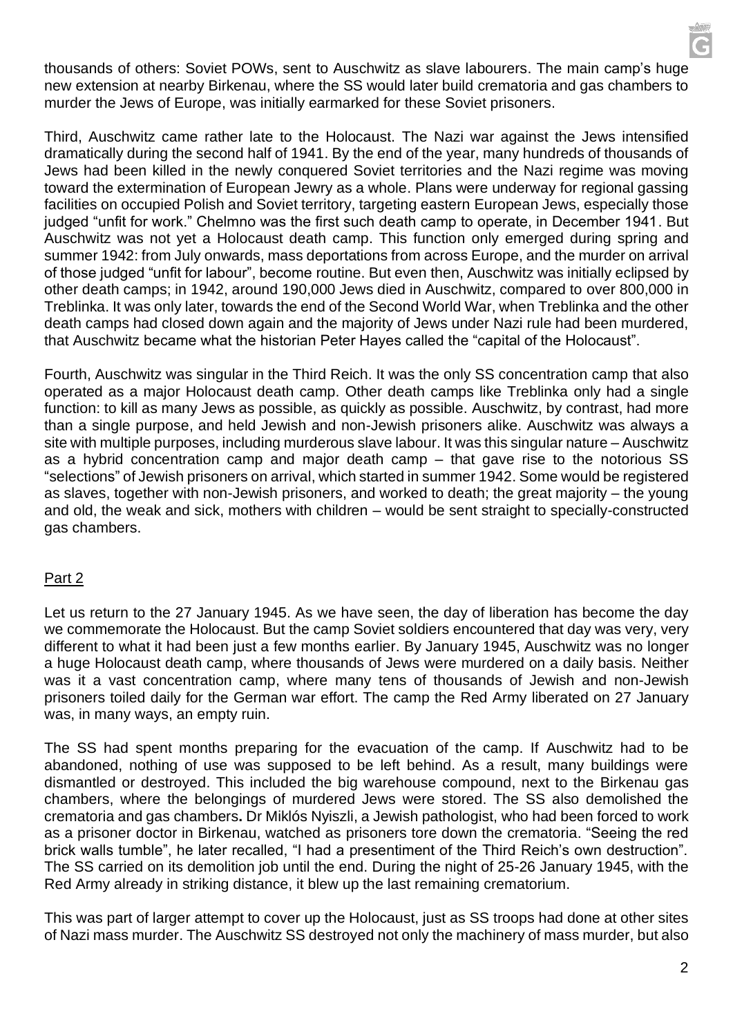thousands of others: Soviet POWs, sent to Auschwitz as slave labourers. The main camp's huge new extension at nearby Birkenau, where the SS would later build crematoria and gas chambers to murder the Jews of Europe, was initially earmarked for these Soviet prisoners.

Third, Auschwitz came rather late to the Holocaust. The Nazi war against the Jews intensified dramatically during the second half of 1941. By the end of the year, many hundreds of thousands of Jews had been killed in the newly conquered Soviet territories and the Nazi regime was moving toward the extermination of European Jewry as a whole. Plans were underway for regional gassing facilities on occupied Polish and Soviet territory, targeting eastern European Jews, especially those judged "unfit for work." Chelmno was the first such death camp to operate, in December 1941. But Auschwitz was not yet a Holocaust death camp. This function only emerged during spring and summer 1942: from July onwards, mass deportations from across Europe, and the murder on arrival of those judged "unfit for labour", become routine. But even then, Auschwitz was initially eclipsed by other death camps; in 1942, around 190,000 Jews died in Auschwitz, compared to over 800,000 in Treblinka. It was only later, towards the end of the Second World War, when Treblinka and the other death camps had closed down again and the majority of Jews under Nazi rule had been murdered, that Auschwitz became what the historian Peter Hayes called the "capital of the Holocaust".

Fourth, Auschwitz was singular in the Third Reich. It was the only SS concentration camp that also operated as a major Holocaust death camp. Other death camps like Treblinka only had a single function: to kill as many Jews as possible, as quickly as possible. Auschwitz, by contrast, had more than a single purpose, and held Jewish and non-Jewish prisoners alike. Auschwitz was always a site with multiple purposes, including murderous slave labour. It was this singular nature – Auschwitz as a hybrid concentration camp and major death camp – that gave rise to the notorious SS "selections" of Jewish prisoners on arrival, which started in summer 1942. Some would be registered as slaves, together with non-Jewish prisoners, and worked to death; the great majority – the young and old, the weak and sick, mothers with children – would be sent straight to specially-constructed gas chambers.

## Part 2

Let us return to the 27 January 1945. As we have seen, the day of liberation has become the day we commemorate the Holocaust. But the camp Soviet soldiers encountered that day was very, very different to what it had been just a few months earlier. By January 1945, Auschwitz was no longer a huge Holocaust death camp, where thousands of Jews were murdered on a daily basis. Neither was it a vast concentration camp, where many tens of thousands of Jewish and non-Jewish prisoners toiled daily for the German war effort. The camp the Red Army liberated on 27 January was, in many ways, an empty ruin.

The SS had spent months preparing for the evacuation of the camp. If Auschwitz had to be abandoned, nothing of use was supposed to be left behind. As a result, many buildings were dismantled or destroyed. This included the big warehouse compound, next to the Birkenau gas chambers, where the belongings of murdered Jews were stored. The SS also demolished the crematoria and gas chambers**.** Dr Miklós Nyiszli, a Jewish pathologist, who had been forced to work as a prisoner doctor in Birkenau, watched as prisoners tore down the crematoria. "Seeing the red brick walls tumble", he later recalled, "I had a presentiment of the Third Reich's own destruction". The SS carried on its demolition job until the end. During the night of 25-26 January 1945, with the Red Army already in striking distance, it blew up the last remaining crematorium.

This was part of larger attempt to cover up the Holocaust, just as SS troops had done at other sites of Nazi mass murder. The Auschwitz SS destroyed not only the machinery of mass murder, but also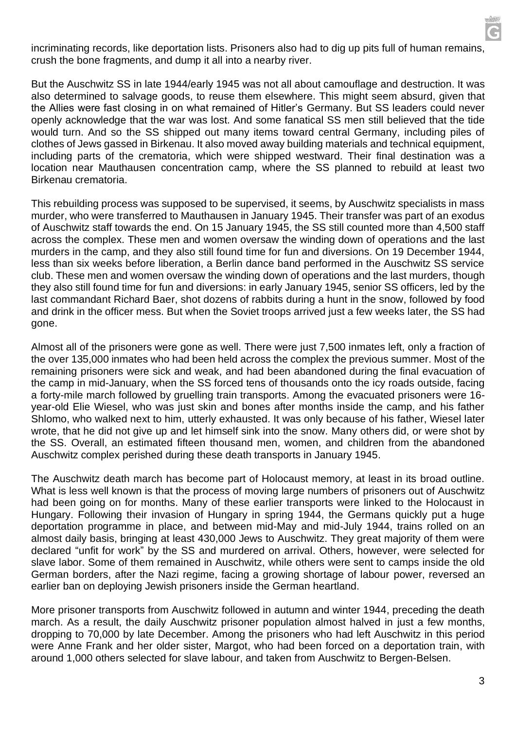incriminating records, like deportation lists. Prisoners also had to dig up pits full of human remains, crush the bone fragments, and dump it all into a nearby river.

But the Auschwitz SS in late 1944/early 1945 was not all about camouflage and destruction. It was also determined to salvage goods, to reuse them elsewhere. This might seem absurd, given that the Allies were fast closing in on what remained of Hitler's Germany. But SS leaders could never openly acknowledge that the war was lost. And some fanatical SS men still believed that the tide would turn. And so the SS shipped out many items toward central Germany, including piles of clothes of Jews gassed in Birkenau. It also moved away building materials and technical equipment, including parts of the crematoria, which were shipped westward. Their final destination was a location near Mauthausen concentration camp, where the SS planned to rebuild at least two Birkenau crematoria.

This rebuilding process was supposed to be supervised, it seems, by Auschwitz specialists in mass murder, who were transferred to Mauthausen in January 1945. Their transfer was part of an exodus of Auschwitz staff towards the end. On 15 January 1945, the SS still counted more than 4,500 staff across the complex. These men and women oversaw the winding down of operations and the last murders in the camp, and they also still found time for fun and diversions. On 19 December 1944, less than six weeks before liberation, a Berlin dance band performed in the Auschwitz SS service club. These men and women oversaw the winding down of operations and the last murders, though they also still found time for fun and diversions: in early January 1945, senior SS officers, led by the last commandant Richard Baer, shot dozens of rabbits during a hunt in the snow, followed by food and drink in the officer mess. But when the Soviet troops arrived just a few weeks later, the SS had gone.

Almost all of the prisoners were gone as well. There were just 7,500 inmates left, only a fraction of the over 135,000 inmates who had been held across the complex the previous summer. Most of the remaining prisoners were sick and weak, and had been abandoned during the final evacuation of the camp in mid-January, when the SS forced tens of thousands onto the icy roads outside, facing a forty-mile march followed by gruelling train transports. Among the evacuated prisoners were 16-year-old Elie Wiesel, who was just skin and bones after months inside the camp, and his father Shlomo, who walked next to him, utterly exhausted. It was only because of his father, Wiesel later wrote, that he did not give up and let himself sink into the snow. Many others did, or were shot by the SS. Overall, an estimated fifteen thousand men, women, and children from the abandoned Auschwitz complex perished during these death transports in January 1945.

The Auschwitz death march has become part of Holocaust memory, at least in its broad outline. What is less well known is that the process of moving large numbers of prisoners out of Auschwitz had been going on for months. Many of these earlier transports were linked to the Holocaust in Hungary. Following their invasion of Hungary in spring 1944, the Germans quickly put a huge deportation programme in place, and between mid-May and mid-July 1944, trains rolled on an almost daily basis, bringing at least 430,000 Jews to Auschwitz. They great majority of them were declared "unfit for work" by the SS and murdered on arrival. Others, however, were selected for slave labor. Some of them remained in Auschwitz, while others were sent to camps inside the old German borders, after the Nazi regime, facing a growing shortage of labour power, reversed an earlier ban on deploying Jewish prisoners inside the German heartland.

More prisoner transports from Auschwitz followed in autumn and winter 1944, preceding the death march. As a result, the daily Auschwitz prisoner population almost halved in just a few months, dropping to 70,000 by late December. Among the prisoners who had left Auschwitz in this period were Anne Frank and her older sister, Margot, who had been forced on a deportation train, with around 1,000 others selected for slave labour, and taken from Auschwitz to Bergen-Belsen.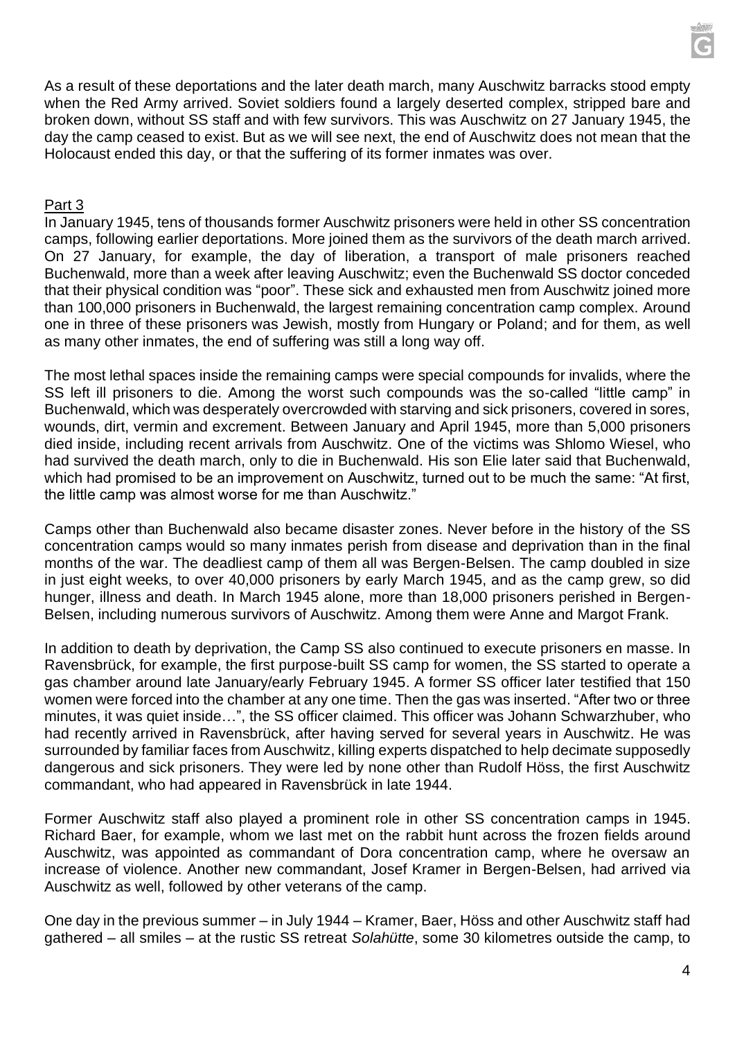As a result of these deportations and the later death march, many Auschwitz barracks stood empty when the Red Army arrived. Soviet soldiers found a largely deserted complex, stripped bare and broken down, without SS staff and with few survivors. This was Auschwitz on 27 January 1945, the day the camp ceased to exist. But as we will see next, the end of Auschwitz does not mean that the Holocaust ended this day, or that the suffering of its former inmates was over.

## Part 3

In January 1945, tens of thousands former Auschwitz prisoners were held in other SS concentration camps, following earlier deportations. More joined them as the survivors of the death march arrived. On 27 January, for example, the day of liberation, a transport of male prisoners reached Buchenwald, more than a week after leaving Auschwitz; even the Buchenwald SS doctor conceded that their physical condition was "poor". These sick and exhausted men from Auschwitz joined more than 100,000 prisoners in Buchenwald, the largest remaining concentration camp complex. Around one in three of these prisoners was Jewish, mostly from Hungary or Poland; and for them, as well as many other inmates, the end of suffering was still a long way off.

The most lethal spaces inside the remaining camps were special compounds for invalids, where the SS left ill prisoners to die. Among the worst such compounds was the so-called "little camp" in Buchenwald, which was desperately overcrowded with starving and sick prisoners, covered in sores, wounds, dirt, vermin and excrement. Between January and April 1945, more than 5,000 prisoners died inside, including recent arrivals from Auschwitz. One of the victims was Shlomo Wiesel, who had survived the death march, only to die in Buchenwald. His son Elie later said that Buchenwald, which had promised to be an improvement on Auschwitz, turned out to be much the same: "At first, the little camp was almost worse for me than Auschwitz."

Camps other than Buchenwald also became disaster zones. Never before in the history of the SS concentration camps would so many inmates perish from disease and deprivation than in the final months of the war. The deadliest camp of them all was Bergen-Belsen. The camp doubled in size in just eight weeks, to over 40,000 prisoners by early March 1945, and as the camp grew, so did hunger, illness and death. In March 1945 alone, more than 18,000 prisoners perished in Bergen-Belsen, including numerous survivors of Auschwitz. Among them were Anne and Margot Frank.

In addition to death by deprivation, the Camp SS also continued to execute prisoners en masse. In Ravensbrück, for example, the first purpose-built SS camp for women, the SS started to operate a gas chamber around late January/early February 1945. A former SS officer later testified that 150 women were forced into the chamber at any one time. Then the gas was inserted. "After two or three minutes, it was quiet inside…", the SS officer claimed. This officer was Johann Schwarzhuber, who had recently arrived in Ravensbrück, after having served for several years in Auschwitz. He was surrounded by familiar faces from Auschwitz, killing experts dispatched to help decimate supposedly dangerous and sick prisoners. They were led by none other than Rudolf Höss, the first Auschwitz commandant, who had appeared in Ravensbrück in late 1944.

Former Auschwitz staff also played a prominent role in other SS concentration camps in 1945. Richard Baer, for example, whom we last met on the rabbit hunt across the frozen fields around Auschwitz, was appointed as commandant of Dora concentration camp, where he oversaw an increase of violence. Another new commandant, Josef Kramer in Bergen-Belsen, had arrived via Auschwitz as well, followed by other veterans of the camp.

One day in the previous summer – in July 1944 – Kramer, Baer, Höss and other Auschwitz staff had gathered – all smiles – at the rustic SS retreat *Solahütte*, some 30 kilometres outside the camp, to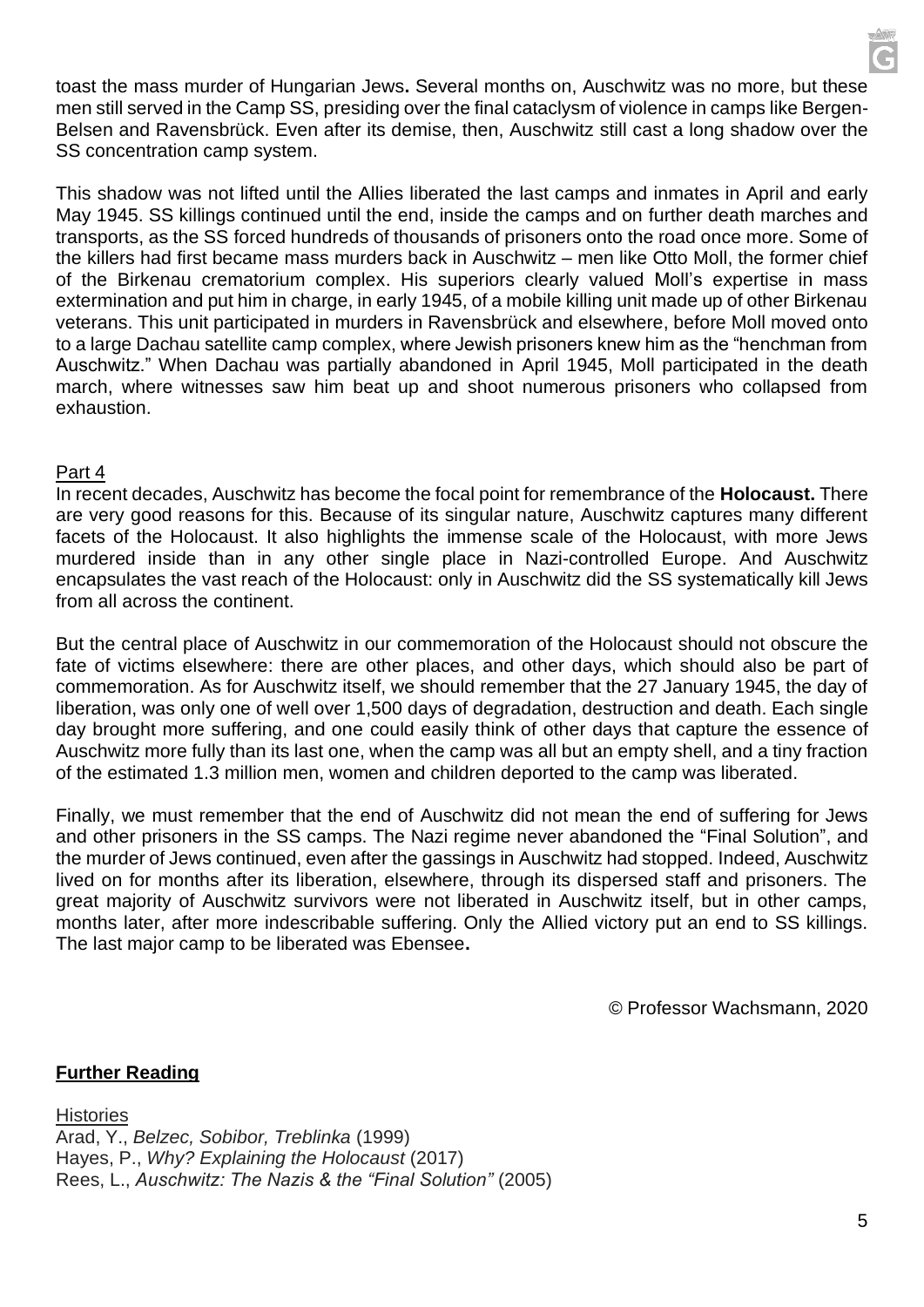toast the mass murder of Hungarian Jews**.** Several months on, Auschwitz was no more, but these men still served in the Camp SS, presiding over the final cataclysm of violence in camps like Bergen-Belsen and Ravensbrück. Even after its demise, then, Auschwitz still cast a long shadow over the SS concentration camp system.

This shadow was not lifted until the Allies liberated the last camps and inmates in April and early May 1945. SS killings continued until the end, inside the camps and on further death marches and transports, as the SS forced hundreds of thousands of prisoners onto the road once more. Some of the killers had first became mass murders back in Auschwitz – men like Otto Moll, the former chief of the Birkenau crematorium complex. His superiors clearly valued Moll's expertise in mass extermination and put him in charge, in early 1945, of a mobile killing unit made up of other Birkenau veterans. This unit participated in murders in Ravensbrück and elsewhere, before Moll moved onto to a large Dachau satellite camp complex, where Jewish prisoners knew him as the "henchman from Auschwitz." When Dachau was partially abandoned in April 1945, Moll participated in the death march, where witnesses saw him beat up and shoot numerous prisoners who collapsed from exhaustion.

Part 4

In recent decades, Auschwitz has become the focal point for remembrance of the **Holocaust.** There are very good reasons for this. Because of its singular nature, Auschwitz captures many different facets of the Holocaust. It also highlights the immense scale of the Holocaust, with more Jews murdered inside than in any other single place in Nazi-controlled Europe. And Auschwitz encapsulates the vast reach of the Holocaust: only in Auschwitz did the SS systematically kill Jews from all across the continent.

But the central place of Auschwitz in our commemoration of the Holocaust should not obscure the fate of victims elsewhere: there are other places, and other days, which should also be part of commemoration. As for Auschwitz itself, we should remember that the 27 January 1945, the day of liberation, was only one of well over 1,500 days of degradation, destruction and death. Each single day brought more suffering, and one could easily think of other days that capture the essence of Auschwitz more fully than its last one, when the camp was all but an empty shell, and a tiny fraction of the estimated 1.3 million men, women and children deported to the camp was liberated.

Finally, we must remember that the end of Auschwitz did not mean the end of suffering for Jews and other prisoners in the SS camps. The Nazi regime never abandoned the "Final Solution", and the murder of Jews continued, even after the gassings in Auschwitz had stopped. Indeed, Auschwitz lived on for months after its liberation, elsewhere, through its dispersed staff and prisoners. The great majority of Auschwitz survivors were not liberated in Auschwitz itself, but in other camps, months later, after more indescribable suffering. Only the Allied victory put an end to SS killings. The last major camp to be liberated was Ebensee**.**

© Professor Wachsmann, 2020

**Further Reading**

Histories

Arad, Y., *Belzec, Sobibor, Treblinka* (1999)
Hayes, P., *Why? Explaining the Holocaust* (2017)
Rees, L., *Auschwitz: The Nazis & the "Final Solution"* (2005)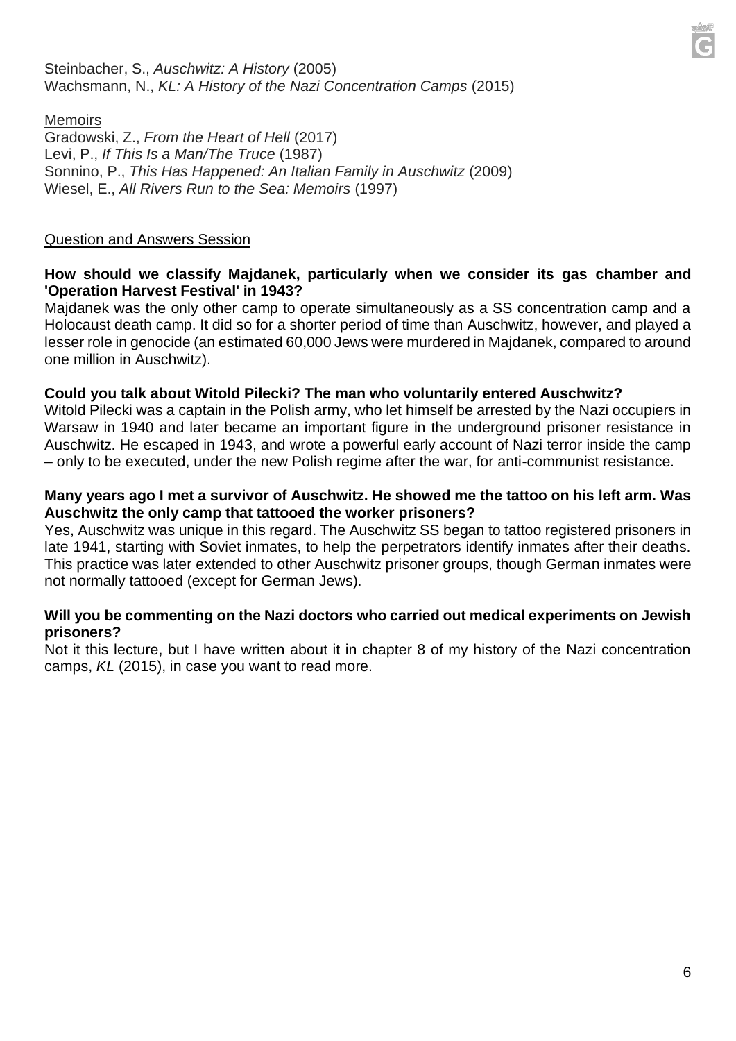Steinbacher, S., *Auschwitz: A History* (2005)
Wachsmann, N., *KL: A History of the Nazi Concentration Camps* (2015)

Memoirs

Gradowski, Z., *From the Heart of Hell* (2017)
Levi, P., *If This Is a Man/The Truce* (1987)
Sonnino, P., *This Has Happened: An Italian Family in Auschwitz* (2009)
Wiesel, E., *All Rivers Run to the Sea: Memoirs* (1997)

## Question and Answers Session

**How should we classify Majdanek, particularly when we consider its gas chamber and 'Operation Harvest Festival' in 1943?**

Majdanek was the only other camp to operate simultaneously as a SS concentration camp and a Holocaust death camp. It did so for a shorter period of time than Auschwitz, however, and played a lesser role in genocide (an estimated 60,000 Jews were murdered in Majdanek, compared to around one million in Auschwitz).

**Could you talk about Witold Pilecki? The man who voluntarily entered Auschwitz?**

Witold Pilecki was a captain in the Polish army, who let himself be arrested by the Nazi occupiers in Warsaw in 1940 and later became an important figure in the underground prisoner resistance in Auschwitz. He escaped in 1943, and wrote a powerful early account of Nazi terror inside the camp – only to be executed, under the new Polish regime after the war, for anti-communist resistance.

**Many years ago I met a survivor of Auschwitz. He showed me the tattoo on his left arm. Was Auschwitz the only camp that tattooed the worker prisoners?**

Yes, Auschwitz was unique in this regard. The Auschwitz SS began to tattoo registered prisoners in late 1941, starting with Soviet inmates, to help the perpetrators identify inmates after their deaths. This practice was later extended to other Auschwitz prisoner groups, though German inmates were not normally tattooed (except for German Jews).

**Will you be commenting on the Nazi doctors who carried out medical experiments on Jewish prisoners?**

Not it this lecture, but I have written about it in chapter 8 of my history of the Nazi concentration camps, *KL* (2015), in case you want to read more.